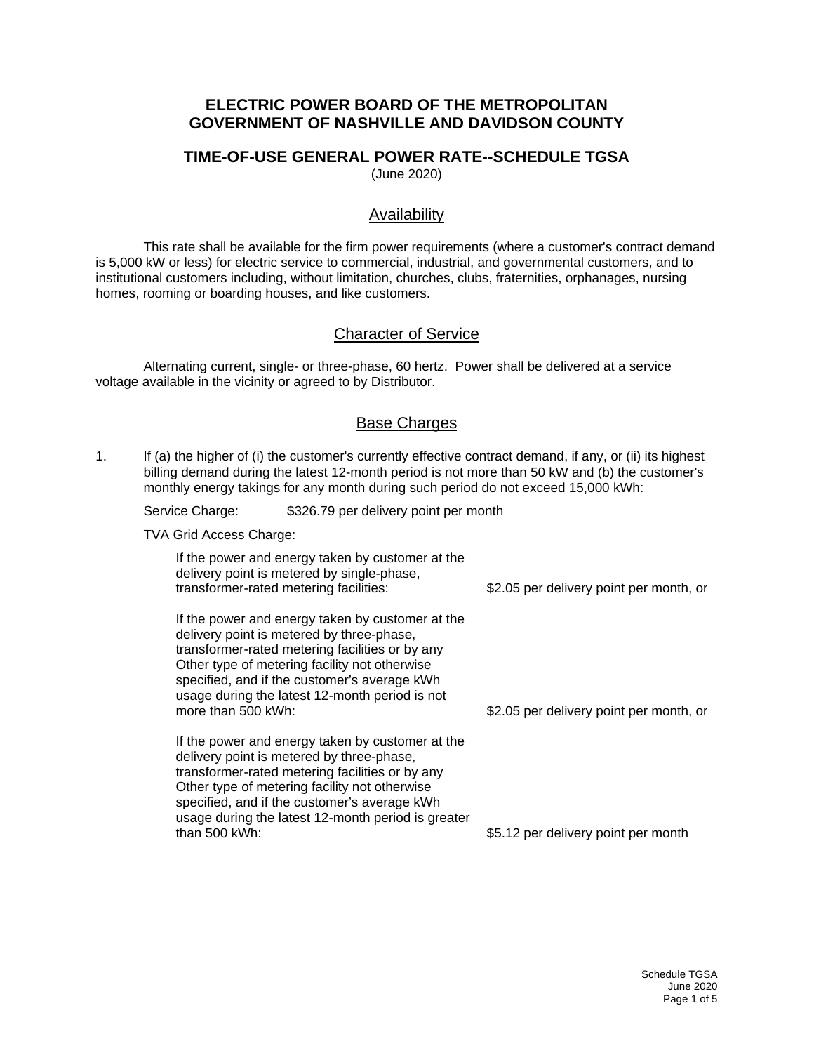# ELECTRIC POWER BOARD OF THE METROPOLITAN GOVERNMENT OF NASHVILLE AND DAVIDSON COUNTY

## TIME-OF-USE GENERAL POWER RATE--SCHEDULE TGSA

(June 2020)

### Availability

This rate shall be available for the firm power requirements (where a customer's contract demand is 5,000 kW or less) for electric service to commercial, industrial, and governmental customers, and to institutional customers including, without limitation, churches, clubs, fraternities, orphanages, nursing homes, rooming or boarding houses, and like customers.

### Character of Service

Alternating current, single- or three-phase, 60 hertz. Power shall be delivered at a service voltage available in the vicinity or agreed to by Distributor.

### Base Charges

1. If (a) the higher of (i) the customer's currently effective contract demand, if any, or (ii) its highest billing demand during the latest 12-month period is not more than 50 kW and (b) the customer's monthly energy takings for any month during such period do not exceed 15,000 kWh:

   Service Charge: $326.79 per delivery point per month

   TVA Grid Access Charge:

   | | |
   |---|---|
   | If the power and energy taken by customer at the delivery point is metered by single-phase, transformer-rated metering facilities: | $2.05 per delivery point per month, or |
   | If the power and energy taken by customer at the delivery point is metered by three-phase, transformer-rated metering facilities or by any Other type of metering facility not otherwise specified, and if the customer's average kWh usage during the latest 12-month period is not more than 500 kWh: | $2.05 per delivery point per month, or |
   | If the power and energy taken by customer at the delivery point is metered by three-phase, transformer-rated metering facilities or by any Other type of metering facility not otherwise specified, and if the customer's average kWh usage during the latest 12-month period is greater than 500 kWh: | $5.12 per delivery point per month |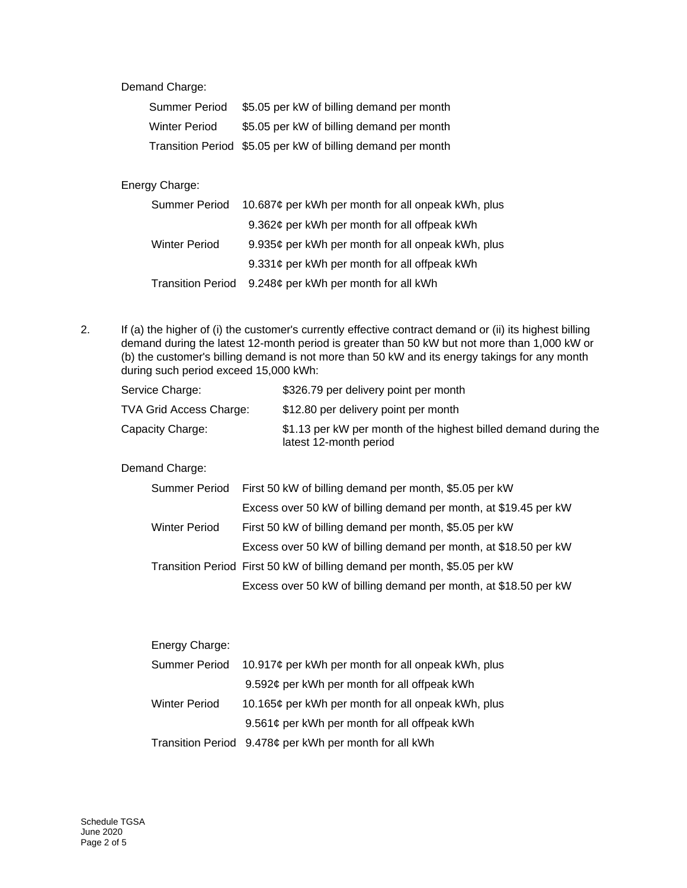Demand Charge:

| | |
|---|---|
| Summer Period | \$5.05 per kW of billing demand per month |
| Winter Period | \$5.05 per kW of billing demand per month |
| Transition Period | \$5.05 per kW of billing demand per month |

Energy Charge:

| | |
|---|---|
| Summer Period | 10.687¢ per kWh per month for all onpeak kWh, plus |
| | 9.362¢ per kWh per month for all offpeak kWh |
| Winter Period | 9.935¢ per kWh per month for all onpeak kWh, plus |
| | 9.331¢ per kWh per month for all offpeak kWh |
| Transition Period | 9.248¢ per kWh per month for all kWh |

2. If (a) the higher of (i) the customer's currently effective contract demand or (ii) its highest billing demand during the latest 12-month period is greater than 50 kW but not more than 1,000 kW or (b) the customer's billing demand is not more than 50 kW and its energy takings for any month during such period exceed 15,000 kWh:

| | |
|---|---|
| Service Charge: | \$326.79 per delivery point per month |
| TVA Grid Access Charge: | \$12.80 per delivery point per month |
| Capacity Charge: | \$1.13 per kW per month of the highest billed demand during the latest 12-month period |

Demand Charge:

| | |
|---|---|
| Summer Period | First 50 kW of billing demand per month, \$5.05 per kW |
| | Excess over 50 kW of billing demand per month, at \$19.45 per kW |
| Winter Period | First 50 kW of billing demand per month, \$5.05 per kW |
| | Excess over 50 kW of billing demand per month, at \$18.50 per kW |
| Transition Period | First 50 kW of billing demand per month, \$5.05 per kW |
| | Excess over 50 kW of billing demand per month, at \$18.50 per kW |

Energy Charge:

| | |
|---|---|
| Summer Period | 10.917¢ per kWh per month for all onpeak kWh, plus |
| | 9.592¢ per kWh per month for all offpeak kWh |
| Winter Period | 10.165¢ per kWh per month for all onpeak kWh, plus |
| | 9.561¢ per kWh per month for all offpeak kWh |
| Transition Period | 9.478¢ per kWh per month for all kWh |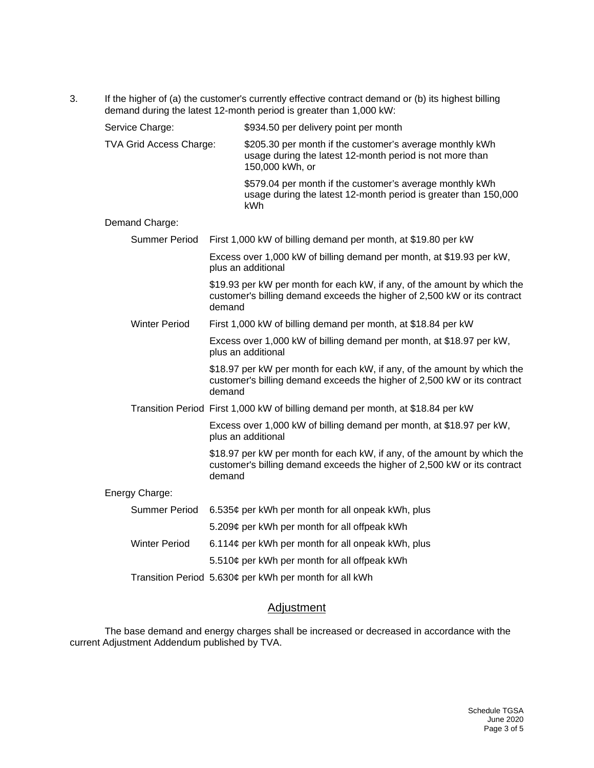3. If the higher of (a) the customer's currently effective contract demand or (b) its highest billing demand during the latest 12-month period is greater than 1,000 kW:

| | |
|---|---|
| Service Charge: | $934.50 per delivery point per month |
| TVA Grid Access Charge: | $205.30 per month if the customer's average monthly kWh usage during the latest 12-month period is not more than 150,000 kWh, or |
| | $579.04 per month if the customer's average monthly kWh usage during the latest 12-month period is greater than 150,000 kWh |

Demand Charge:

| | |
|---|---|
| Summer Period | First 1,000 kW of billing demand per month, at $19.80 per kW |
| | Excess over 1,000 kW of billing demand per month, at $19.93 per kW, plus an additional |
| | $19.93 per kW per month for each kW, if any, of the amount by which the customer's billing demand exceeds the higher of 2,500 kW or its contract demand |
| Winter Period | First 1,000 kW of billing demand per month, at $18.84 per kW |
| | Excess over 1,000 kW of billing demand per month, at $18.97 per kW, plus an additional |
| | $18.97 per kW per month for each kW, if any, of the amount by which the customer's billing demand exceeds the higher of 2,500 kW or its contract demand |
| Transition Period | First 1,000 kW of billing demand per month, at $18.84 per kW |
| | Excess over 1,000 kW of billing demand per month, at $18.97 per kW, plus an additional |
| | $18.97 per kW per month for each kW, if any, of the amount by which the customer's billing demand exceeds the higher of 2,500 kW or its contract demand |

Energy Charge:

| | |
|---|---|
| Summer Period | 6.535¢ per kWh per month for all onpeak kWh, plus |
| | 5.209¢ per kWh per month for all offpeak kWh |
| Winter Period | 6.114¢ per kWh per month for all onpeak kWh, plus |
| | 5.510¢ per kWh per month for all offpeak kWh |
| Transition Period | 5.630¢ per kWh per month for all kWh |

## Adjustment

The base demand and energy charges shall be increased or decreased in accordance with the current Adjustment Addendum published by TVA.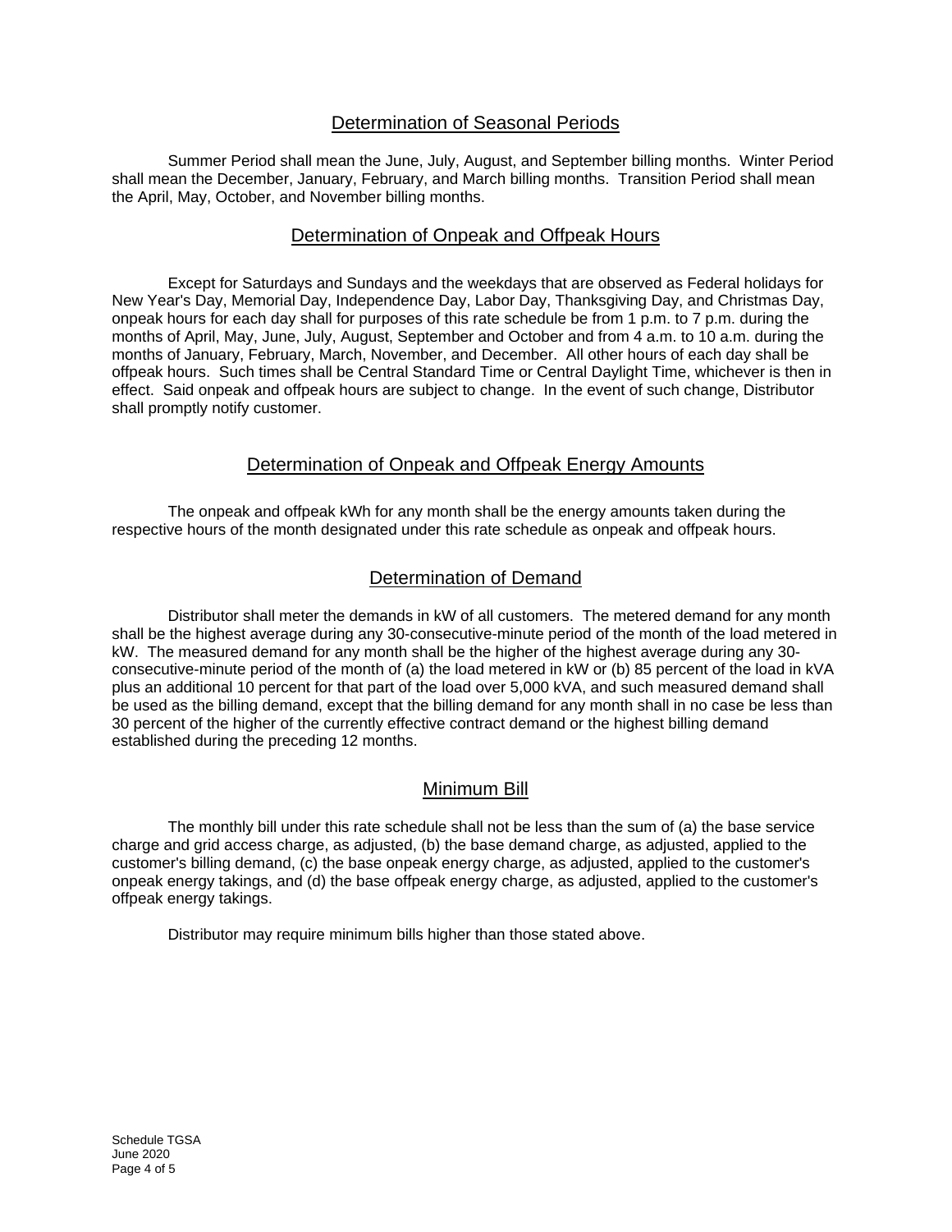## Determination of Seasonal Periods

Summer Period shall mean the June, July, August, and September billing months. Winter Period shall mean the December, January, February, and March billing months. Transition Period shall mean the April, May, October, and November billing months.

## Determination of Onpeak and Offpeak Hours

Except for Saturdays and Sundays and the weekdays that are observed as Federal holidays for New Year's Day, Memorial Day, Independence Day, Labor Day, Thanksgiving Day, and Christmas Day, onpeak hours for each day shall for purposes of this rate schedule be from 1 p.m. to 7 p.m. during the months of April, May, June, July, August, September and October and from 4 a.m. to 10 a.m. during the months of January, February, March, November, and December. All other hours of each day shall be offpeak hours. Such times shall be Central Standard Time or Central Daylight Time, whichever is then in effect. Said onpeak and offpeak hours are subject to change. In the event of such change, Distributor shall promptly notify customer.

## Determination of Onpeak and Offpeak Energy Amounts

The onpeak and offpeak kWh for any month shall be the energy amounts taken during the respective hours of the month designated under this rate schedule as onpeak and offpeak hours.

## Determination of Demand

Distributor shall meter the demands in kW of all customers. The metered demand for any month shall be the highest average during any 30-consecutive-minute period of the month of the load metered in kW. The measured demand for any month shall be the higher of the highest average during any 30-consecutive-minute period of the month of (a) the load metered in kW or (b) 85 percent of the load in kVA plus an additional 10 percent for that part of the load over 5,000 kVA, and such measured demand shall be used as the billing demand, except that the billing demand for any month shall in no case be less than 30 percent of the higher of the currently effective contract demand or the highest billing demand established during the preceding 12 months.

## Minimum Bill

The monthly bill under this rate schedule shall not be less than the sum of (a) the base service charge and grid access charge, as adjusted, (b) the base demand charge, as adjusted, applied to the customer's billing demand, (c) the base onpeak energy charge, as adjusted, applied to the customer's onpeak energy takings, and (d) the base offpeak energy charge, as adjusted, applied to the customer's offpeak energy takings.

Distributor may require minimum bills higher than those stated above.

Schedule TGSA
June 2020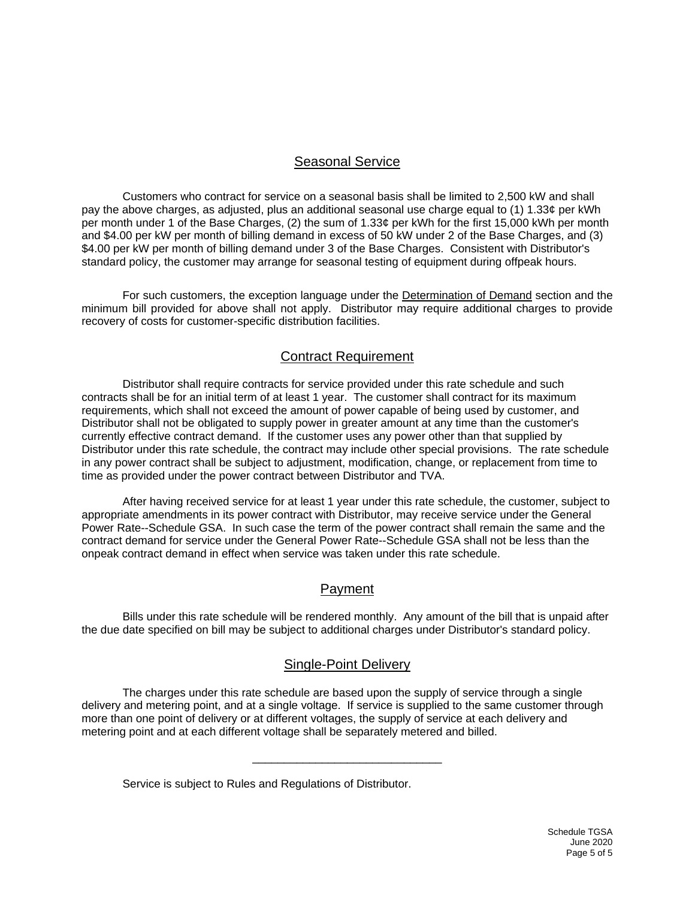## Seasonal Service

Customers who contract for service on a seasonal basis shall be limited to 2,500 kW and shall pay the above charges, as adjusted, plus an additional seasonal use charge equal to (1) 1.33¢ per kWh per month under 1 of the Base Charges, (2) the sum of 1.33¢ per kWh for the first 15,000 kWh per month and $4.00 per kW per month of billing demand in excess of 50 kW under 2 of the Base Charges, and (3) $4.00 per kW per month of billing demand under 3 of the Base Charges. Consistent with Distributor's standard policy, the customer may arrange for seasonal testing of equipment during offpeak hours.

For such customers, the exception language under the Determination of Demand section and the minimum bill provided for above shall not apply. Distributor may require additional charges to provide recovery of costs for customer-specific distribution facilities.

## Contract Requirement

Distributor shall require contracts for service provided under this rate schedule and such contracts shall be for an initial term of at least 1 year. The customer shall contract for its maximum requirements, which shall not exceed the amount of power capable of being used by customer, and Distributor shall not be obligated to supply power in greater amount at any time than the customer's currently effective contract demand. If the customer uses any power other than that supplied by Distributor under this rate schedule, the contract may include other special provisions. The rate schedule in any power contract shall be subject to adjustment, modification, change, or replacement from time to time as provided under the power contract between Distributor and TVA.

After having received service for at least 1 year under this rate schedule, the customer, subject to appropriate amendments in its power contract with Distributor, may receive service under the General Power Rate--Schedule GSA. In such case the term of the power contract shall remain the same and the contract demand for service under the General Power Rate--Schedule GSA shall not be less than the onpeak contract demand in effect when service was taken under this rate schedule.

## Payment

Bills under this rate schedule will be rendered monthly. Any amount of the bill that is unpaid after the due date specified on bill may be subject to additional charges under Distributor's standard policy.

## Single-Point Delivery

The charges under this rate schedule are based upon the supply of service through a single delivery and metering point, and at a single voltage. If service is supplied to the same customer through more than one point of delivery or at different voltages, the supply of service at each delivery and metering point and at each different voltage shall be separately metered and billed.

---

Service is subject to Rules and Regulations of Distributor.

Schedule TGSA
June 2020